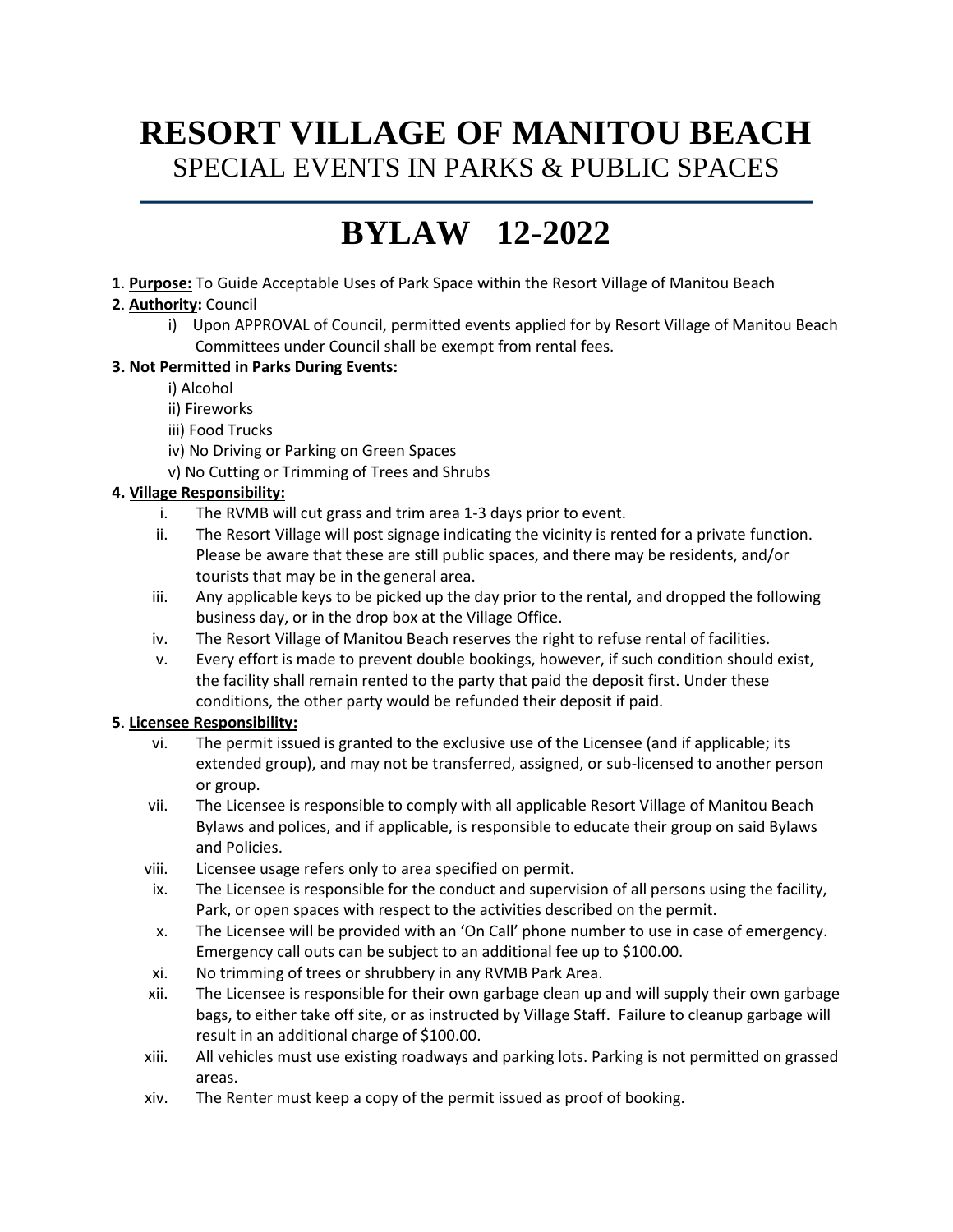# RESORT VILLAGE OF MANITOU BEACH

## SPECIAL EVENTS IN PARKS & PUBLIC SPACES

# BYLAW 12-2022

**1**. **Purpose:** To Guide Acceptable Uses of Park Space within the Resort Village of Manitou Beach

**2**. **Authority:** Council

i) Upon APPROVAL of Council, permitted events applied for by Resort Village of Manitou Beach Committees under Council shall be exempt from rental fees.

**3. Not Permitted in Parks During Events:**

i) Alcohol

ii) Fireworks

iii) Food Trucks

iv) No Driving or Parking on Green Spaces

v) No Cutting or Trimming of Trees and Shrubs

**4. Village Responsibility:**

i. The RVMB will cut grass and trim area 1-3 days prior to event.

ii. The Resort Village will post signage indicating the vicinity is rented for a private function. Please be aware that these are still public spaces, and there may be residents, and/or tourists that may be in the general area.

iii. Any applicable keys to be picked up the day prior to the rental, and dropped the following business day, or in the drop box at the Village Office.

iv. The Resort Village of Manitou Beach reserves the right to refuse rental of facilities.

v. Every effort is made to prevent double bookings, however, if such condition should exist, the facility shall remain rented to the party that paid the deposit first. Under these conditions, the other party would be refunded their deposit if paid.

**5**. **Licensee Responsibility:**

vi. The permit issued is granted to the exclusive use of the Licensee (and if applicable; its extended group), and may not be transferred, assigned, or sub-licensed to another person or group.

vii. The Licensee is responsible to comply with all applicable Resort Village of Manitou Beach Bylaws and polices, and if applicable, is responsible to educate their group on said Bylaws and Policies.

viii. Licensee usage refers only to area specified on permit.

ix. The Licensee is responsible for the conduct and supervision of all persons using the facility, Park, or open spaces with respect to the activities described on the permit.

x. The Licensee will be provided with an 'On Call' phone number to use in case of emergency. Emergency call outs can be subject to an additional fee up to $100.00.

xi. No trimming of trees or shrubbery in any RVMB Park Area.

xii. The Licensee is responsible for their own garbage clean up and will supply their own garbage bags, to either take off site, or as instructed by Village Staff. Failure to cleanup garbage will result in an additional charge of $100.00.

xiii. All vehicles must use existing roadways and parking lots. Parking is not permitted on grassed areas.

xiv. The Renter must keep a copy of the permit issued as proof of booking.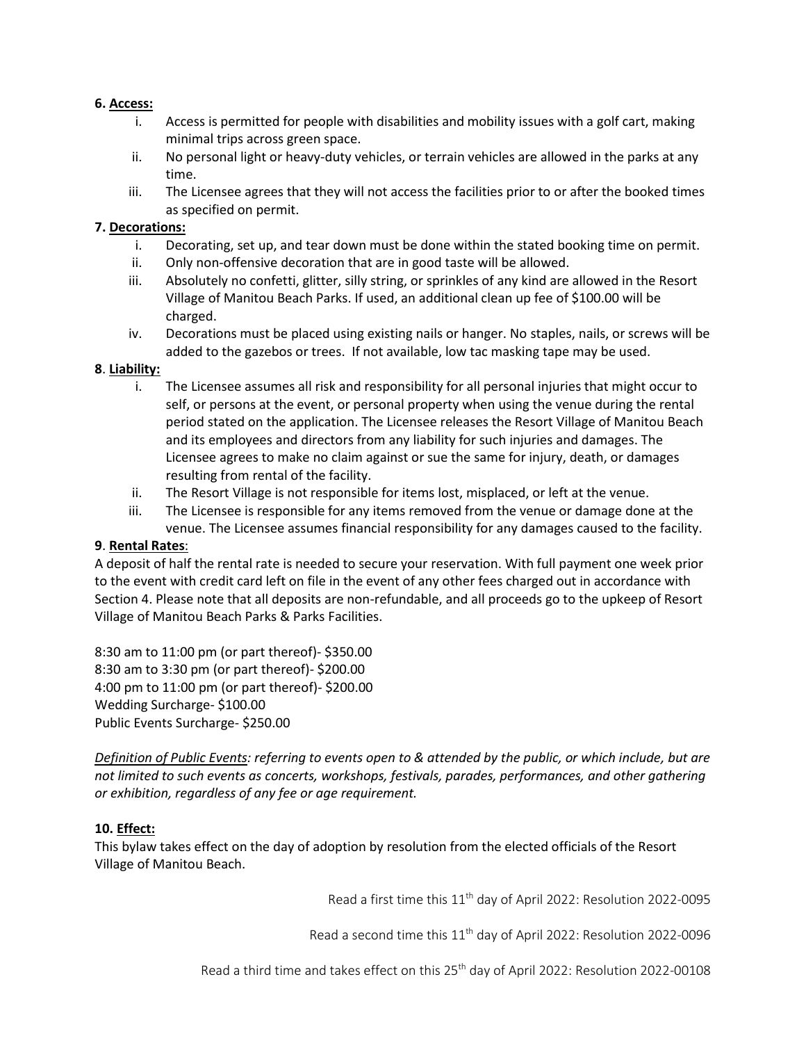**6. Access:**

1. Access is permitted for people with disabilities and mobility issues with a golf cart, making minimal trips across green space.
2. No personal light or heavy-duty vehicles, or terrain vehicles are allowed in the parks at any time.
3. The Licensee agrees that they will not access the facilities prior to or after the booked times as specified on permit.

**7. Decorations:**

1. Decorating, set up, and tear down must be done within the stated booking time on permit.
2. Only non-offensive decoration that are in good taste will be allowed.
3. Absolutely no confetti, glitter, silly string, or sprinkles of any kind are allowed in the Resort Village of Manitou Beach Parks. If used, an additional clean up fee of $100.00 will be charged.
4. Decorations must be placed using existing nails or hanger. No staples, nails, or screws will be added to the gazebos or trees. If not available, low tac masking tape may be used.

**8. Liability:**

1. The Licensee assumes all risk and responsibility for all personal injuries that might occur to self, or persons at the event, or personal property when using the venue during the rental period stated on the application. The Licensee releases the Resort Village of Manitou Beach and its employees and directors from any liability for such injuries and damages. The Licensee agrees to make no claim against or sue the same for injury, death, or damages resulting from rental of the facility.
2. The Resort Village is not responsible for items lost, misplaced, or left at the venue.
3. The Licensee is responsible for any items removed from the venue or damage done at the venue. The Licensee assumes financial responsibility for any damages caused to the facility.

**9. Rental Rates:**

A deposit of half the rental rate is needed to secure your reservation. With full payment one week prior to the event with credit card left on file in the event of any other fees charged out in accordance with Section 4. Please note that all deposits are non-refundable, and all proceeds go to the upkeep of Resort Village of Manitou Beach Parks & Parks Facilities.

8:30 am to 11:00 pm (or part thereof)- $350.00
8:30 am to 3:30 pm (or part thereof)- $200.00
4:00 pm to 11:00 pm (or part thereof)- $200.00
Wedding Surcharge- $100.00
Public Events Surcharge- $250.00

*Definition of Public Events: referring to events open to & attended by the public, or which include, but are not limited to such events as concerts, workshops, festivals, parades, performances, and other gathering or exhibition, regardless of any fee or age requirement.*

**10. Effect:**

This bylaw takes effect on the day of adoption by resolution from the elected officials of the Resort Village of Manitou Beach.

Read a first time this 11th day of April 2022: Resolution 2022-0095

Read a second time this 11th day of April 2022: Resolution 2022-0096

Read a third time and takes effect on this 25th day of April 2022: Resolution 2022-00108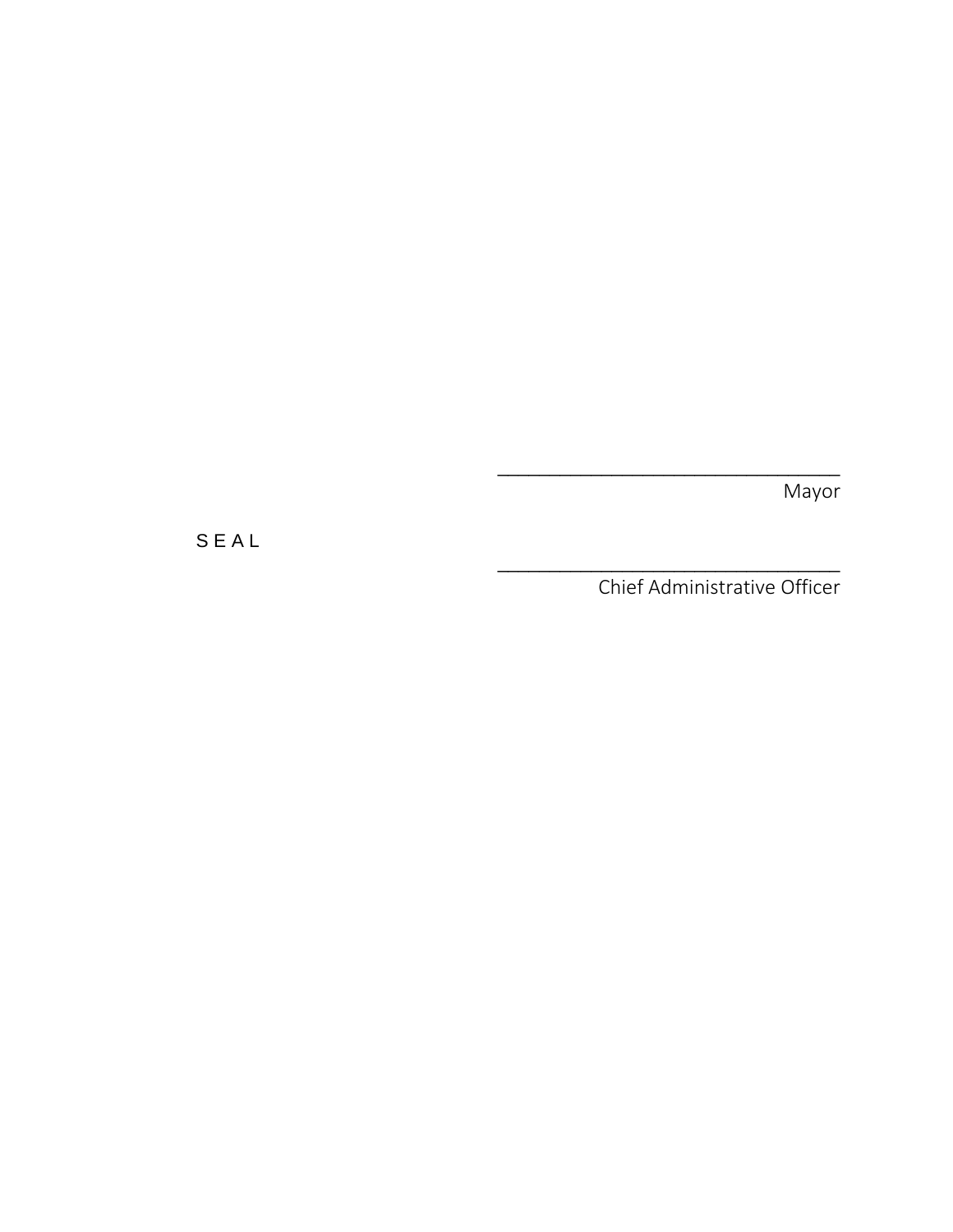\_\_\_\_\_\_\_\_\_\_\_\_\_\_\_\_\_\_\_\_\_\_\_\_\_\_\_\_\_\_\_\_\_\_

Mayor

S E A L

\_\_\_\_\_\_\_\_\_\_\_\_\_\_\_\_\_\_\_\_\_\_\_\_\_\_\_\_\_\_\_\_\_\_

Chief Administrative Officer